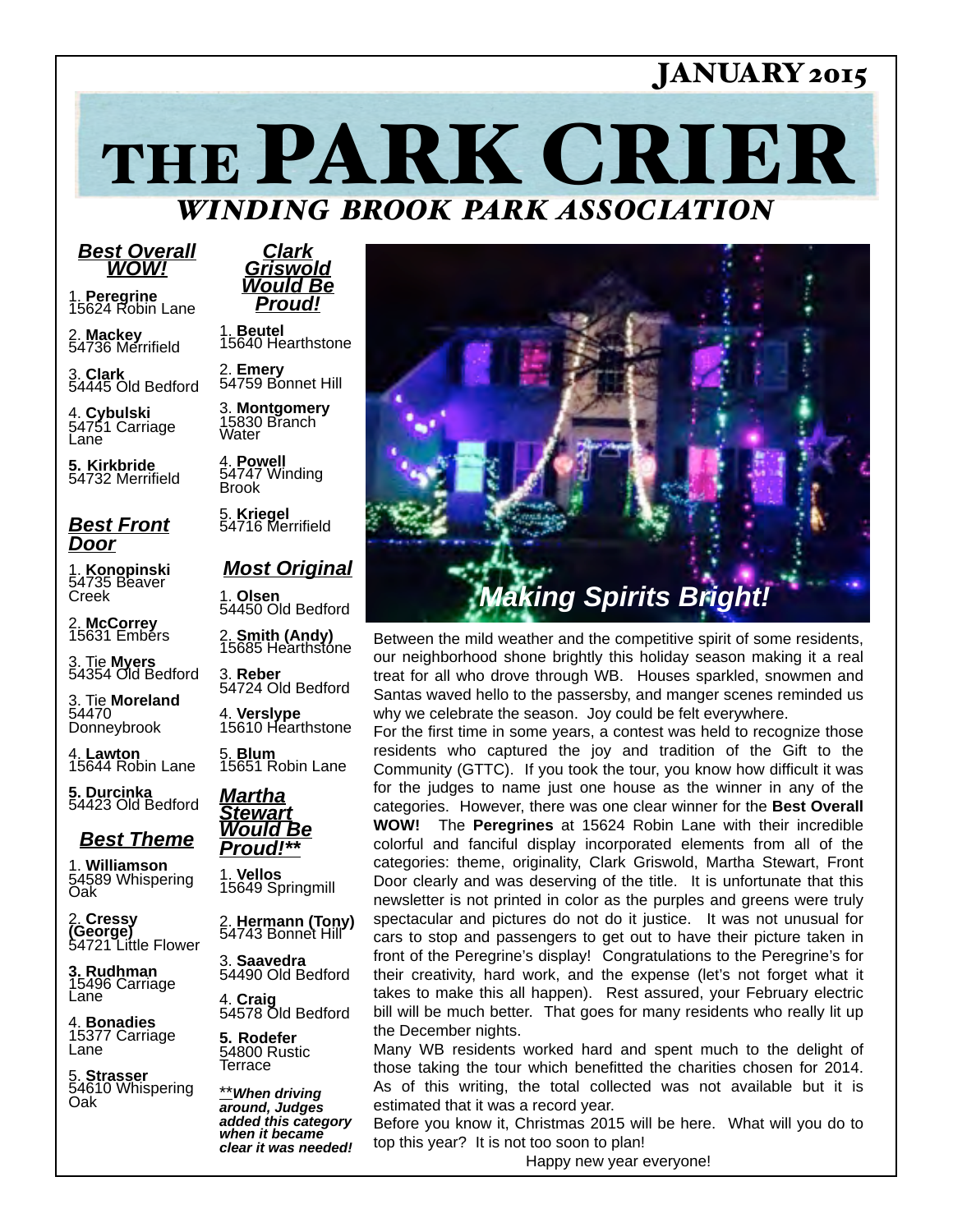JANUARY 2015

# THE PARK CRIER

## *WINDING BROOK PARK ASSOCIATION*

### ***Best Overall WOW!***

1. **Peregrine**
15624 Robin Lane

2. **Mackey**
54736 Merrifield

3. **Clark**
54445 Old Bedford

4. **Cybulski**
54751 Carriage Lane

**5. Kirkbride**
54732 Merrifield

### ***Best Front Door***

1. **Konopinski**
54735 Beaver Creek

2. **McCorrey**
15631 Embers

3. Tie **Myers**
54354 Old Bedford

3. Tie **Moreland**
54470 Donneybrook

4. **Lawton**
15644 Robin Lane

**5. Durcinka**
54423 Old Bedford

### ***Best Theme***

1. **Williamson**
54589 Whispering Oak

2. **Cressy (George)**
54721 Little Flower

**3. Rudhman**
15496 Carriage Lane

4. **Bonadies**
15377 Carriage Lane

5. **Strasser**
54610 Whispering Oak

### ***Clark Griswold Would Be Proud!***

1. **Beutel**
15640 Hearthstone

2. **Emery**
54759 Bonnet Hill

3. **Montgomery**
15830 Branch Water

4. **Powell**
54747 Winding Brook

5. **Kriegel**
54716 Merrifield

### ***Most Original***

1. **Olsen**
54450 Old Bedford

2. **Smith (Andy)**
15685 Hearthstone

3. **Reber**
54724 Old Bedford

4. **Verslype**
15610 Hearthstone

5. **Blum**
15651 Robin Lane

### ***Martha Stewart Would Be Proud!\*\****

1. **Vellos**
15649 Springmill

2. **Hermann (Tony)**
54743 Bonnet Hill

3. **Saavedra**
54490 Old Bedford

4. **Craig**
54578 Old Bedford

**5. Rodefer**
54800 Rustic Terrace

***\*\*When driving around, Judges added this category when it became clear it was needed!***

***Making Spirits Bright!***

Between the mild weather and the competitive spirit of some residents, our neighborhood shone brightly this holiday season making it a real treat for all who drove through WB. Houses sparkled, snowmen and Santas waved hello to the passersby, and manger scenes reminded us why we celebrate the season. Joy could be felt everywhere.

For the first time in some years, a contest was held to recognize those residents who captured the joy and tradition of the Gift to the Community (GTTC). If you took the tour, you know how difficult it was for the judges to name just one house as the winner in any of the categories. However, there was one clear winner for the **Best Overall WOW!** The **Peregrines** at 15624 Robin Lane with their incredible colorful and fanciful display incorporated elements from all of the categories: theme, originality, Clark Griswold, Martha Stewart, Front Door clearly and was deserving of the title. It is unfortunate that this newsletter is not printed in color as the purples and greens were truly spectacular and pictures do not do it justice. It was not unusual for cars to stop and passengers to get out to have their picture taken in front of the Peregrine's display! Congratulations to the Peregrine's for their creativity, hard work, and the expense (let's not forget what it takes to make this all happen). Rest assured, your February electric bill will be much better. That goes for many residents who really lit up the December nights.

Many WB residents worked hard and spent much to the delight of those taking the tour which benefitted the charities chosen for 2014. As of this writing, the total collected was not available but it is estimated that it was a record year.

Before you know it, Christmas 2015 will be here. What will you do to top this year? It is not too soon to plan!

Happy new year everyone!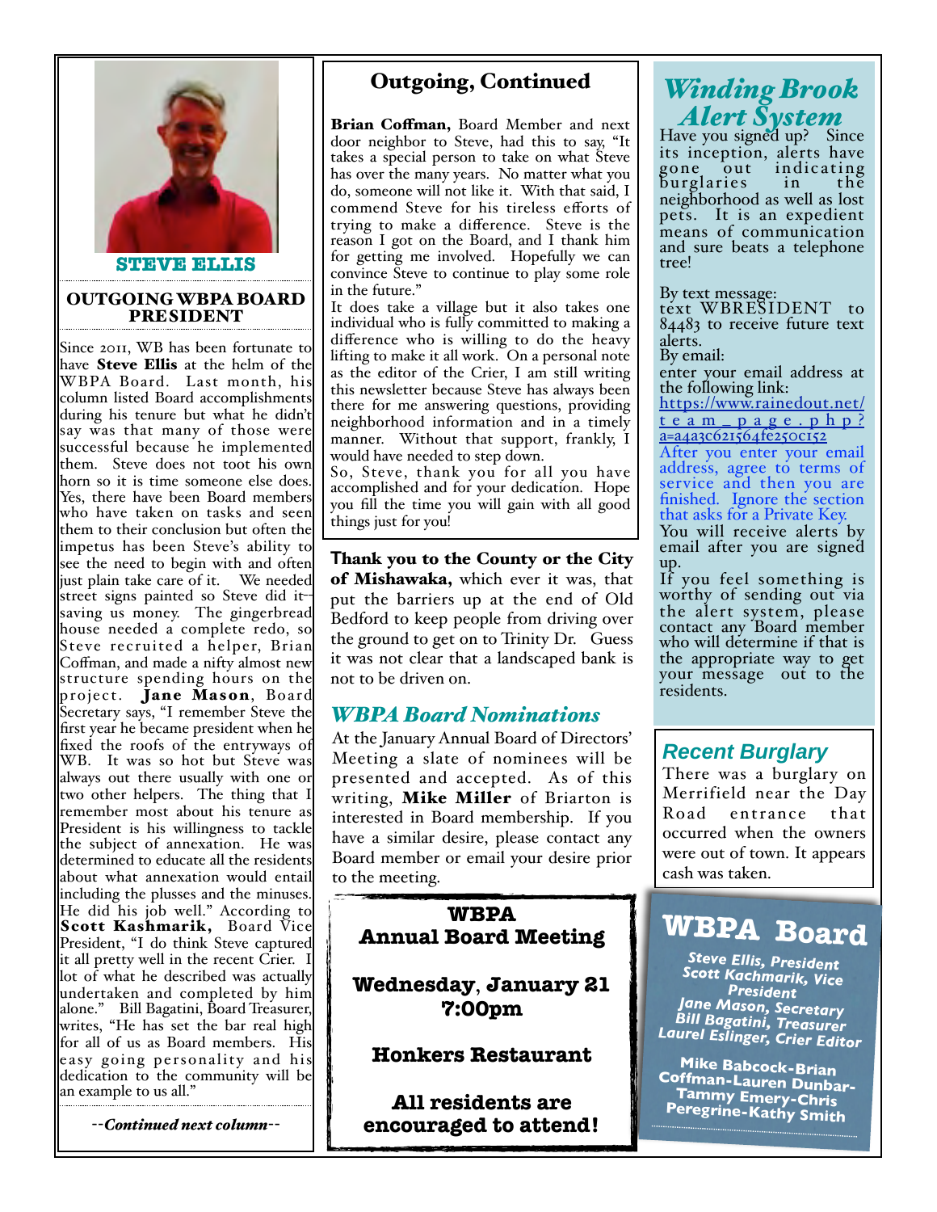STEVE ELLIS

## OUTGOING WBPA BOARD PRESIDENT

Since 2011, WB has been fortunate to have **Steve Ellis** at the helm of the WBPA Board. Last month, his column listed Board accomplishments during his tenure but what he didn't say was that many of those were successful because he implemented them. Steve does not toot his own horn so it is time someone else does. Yes, there have been Board members who have taken on tasks and seen them to their conclusion but often the impetus has been Steve's ability to see the need to begin with and often just plain take care of it. We needed street signs painted so Steve did it--saving us money. The gingerbread house needed a complete redo, so Steve recruited a helper, Brian Coffman, and made a nifty almost new structure spending hours on the project. **Jane Mason**, Board Secretary says, "I remember Steve the first year he became president when he fixed the roofs of the entryways of WB. It was so hot but Steve was always out there usually with one or two other helpers. The thing that I remember most about his tenure as President is his willingness to tackle the subject of annexation. He was determined to educate all the residents about what annexation would entail including the plusses and the minuses. He did his job well." According to **Scott Kashmarik,** Board Vice President, "I do think Steve captured it all pretty well in the recent Crier. I lot of what he described was actually undertaken and completed by him alone." Bill Bagatini, Board Treasurer, writes, "He has set the bar real high for all of us as Board members. His easy going personality and his dedication to the community will be an example to us all."

*--Continued next column--*

## Outgoing, Continued

**Brian Coffman,** Board Member and next door neighbor to Steve, had this to say, "It takes a special person to take on what Steve has over the many years. No matter what you do, someone will not like it. With that said, I commend Steve for his tireless efforts of trying to make a difference. Steve is the reason I got on the Board, and I thank him for getting me involved. Hopefully we can convince Steve to continue to play some role in the future."

It does take a village but it also takes one individual who is fully committed to making a difference who is willing to do the heavy lifting to make it all work. On a personal note as the editor of the Crier, I am still writing this newsletter because Steve has always been there for me answering questions, providing neighborhood information and in a timely manner. Without that support, frankly, I would have needed to step down.

So, Steve, thank you for all you have accomplished and for your dedication. Hope you fill the time you will gain with all good things just for you!

**Thank you to the County or the City of Mishawaka,** which ever it was, that put the barriers up at the end of Old Bedford to keep people from driving over the ground to get on to Trinity Dr. Guess it was not clear that a landscaped bank is not to be driven on.

## *WBPA Board Nominations*

At the January Annual Board of Directors' Meeting a slate of nominees will be presented and accepted. As of this writing, **Mike Miller** of Briarton is interested in Board membership. If you have a similar desire, please contact any Board member or email your desire prior to the meeting.

**WBPA**
**Annual Board Meeting**

**Wednesday, January 21**
**7:00pm**

**Honkers Restaurant**

**All residents are encouraged to attend!**

## *Winding Brook Alert System*

Have you signed up? Since its inception, alerts have gone out indicating burglaries in the neighborhood as well as lost pets. It is an expedient means of communication and sure beats a telephone tree!

By text message:
text WBRESIDENT to 84483 to receive future text alerts.
By email:
enter your email address at the following link:
https://www.rainedout.net/team_page.php?a=a4a3c621564fe250c152
After you enter your email address, agree to terms of service and then you are finished. Ignore the section that asks for a Private Key.
You will receive alerts by email after you are signed up.
If you feel something is worthy of sending out via the alert system, please contact any Board member who will determine if that is the appropriate way to get your message out to the residents.

## *Recent Burglary*

There was a burglary on Merrifield near the Day Road entrance that occurred when the owners were out of town. It appears cash was taken.

## WBPA Board

***Steve Ellis, President***
***Scott Kachmarik, Vice President***
***Jane Mason, Secretary***
***Bill Bagatini, Treasurer***
***Laurel Eslinger, Crier Editor***

**Mike Babcock-Brian Coffman-Lauren Dunbar-Tammy Emery-Chris Peregrine-Kathy Smith**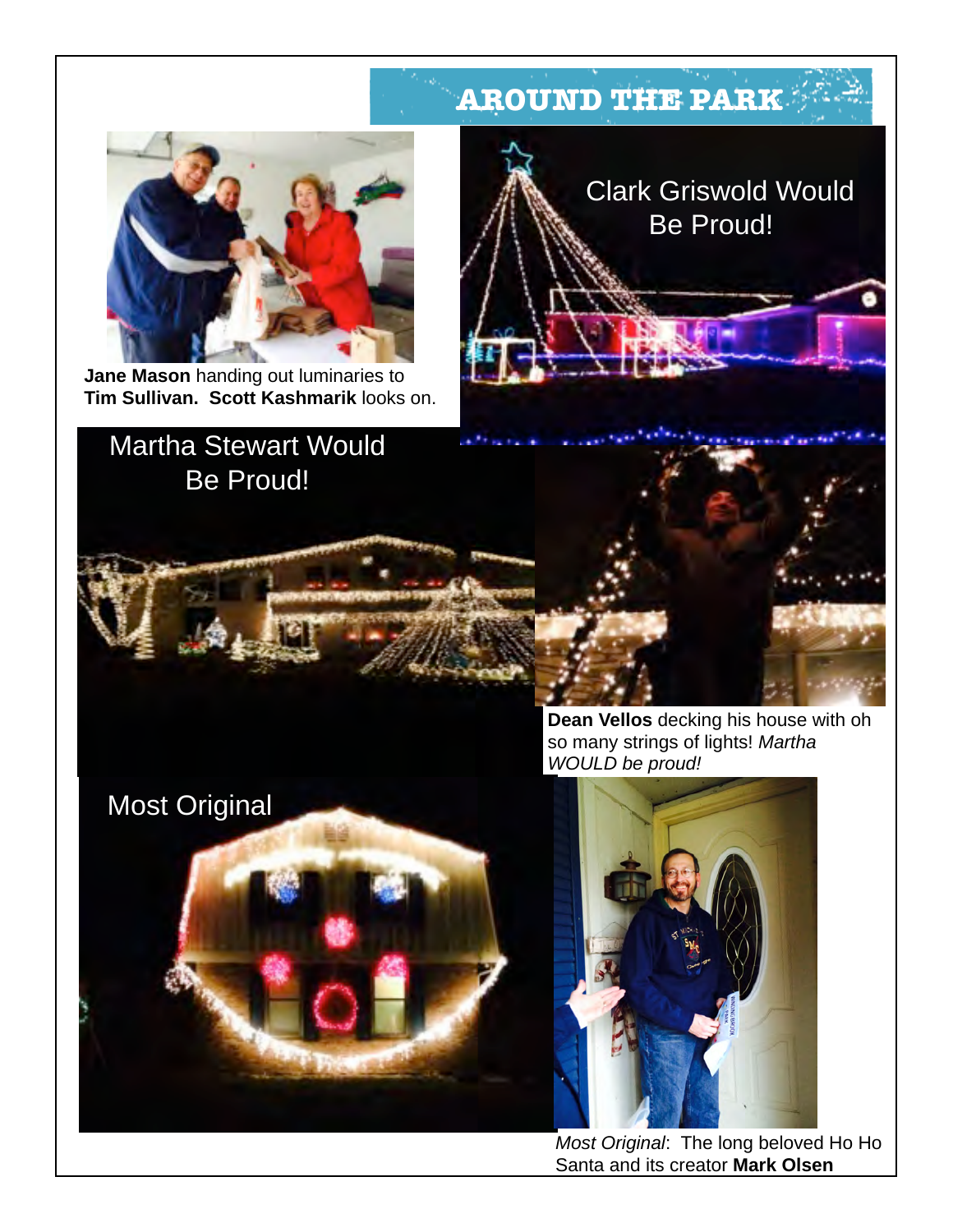# AROUND THE PARK

**Jane Mason** handing out luminaries to **Tim Sullivan. Scott Kashmarik** looks on.

Clark Griswold Would Be Proud!

Martha Stewart Would Be Proud!

**Dean Vellos** decking his house with oh so many strings of lights! *Martha WOULD be proud!*

Most Original

*Most Original*: The long beloved Ho Ho Santa and its creator **Mark Olsen**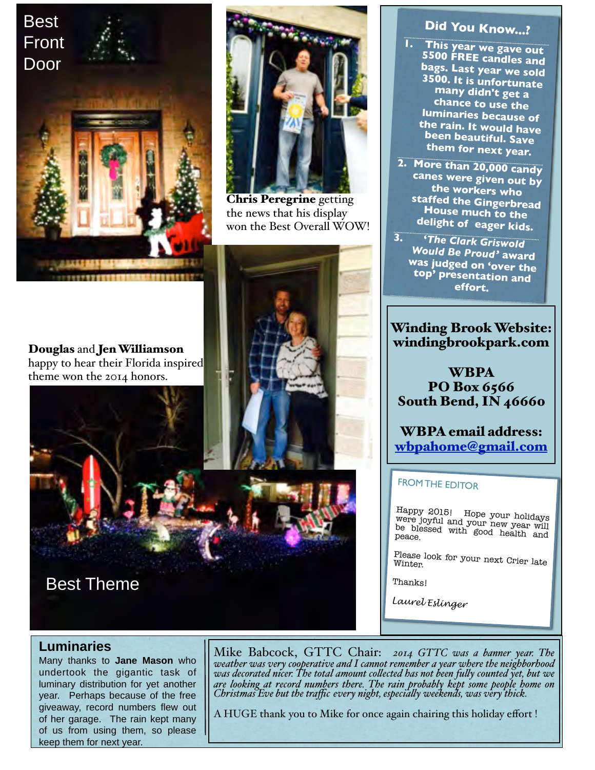Best Front Door

**Chris Peregrine** getting the news that his display won the Best Overall WOW!

**Douglas** and **Jen Williamson** happy to hear their Florida inspired theme won the 2014 honors.

Best Theme

## Did You Know...?

1. This year we gave out 5500 FREE candles and bags. Last year we sold 3500. It is unfortunate many didn't get a chance to use the luminaries because of the rain. It would have been beautiful. Save them for next year.
2. More than 20,000 candy canes were given out by the workers who staffed the Gingerbread House much to the delight of eager kids.
3. 'The Clark Griswold Would Be Proud' award was judged on 'over the top' presentation and effort.

**Winding Brook Website: windingbrookpark.com**

**WBPA**
**PO Box 6566**
**South Bend, IN 46660**

**WBPA email address: wbpahome@gmail.com**

FROM THE EDITOR

Happy 2015! Hope your holidays were joyful and your new year will be blessed with good health and peace.

Please look for your next Crier late Winter.

Thanks!

*Laurel Eslinger*

## Luminaries

Many thanks to **Jane Mason** who undertook the gigantic task of luminary distribution for yet another year. Perhaps because of the free giveaway, record numbers flew out of her garage. The rain kept many of us from using them, so please keep them for next year.

Mike Babcock, GTTC Chair: *2014 GTTC was a banner year. The weather was very cooperative and I cannot remember a year where the neighborhood was decorated nicer. The total amount collected has not been fully counted yet, but we are looking at record numbers there. The rain probably kept some people home on Christmas Eve but the traffic every night, especially weekends, was very thick.*

A HUGE thank you to Mike for once again chairing this holiday effort !